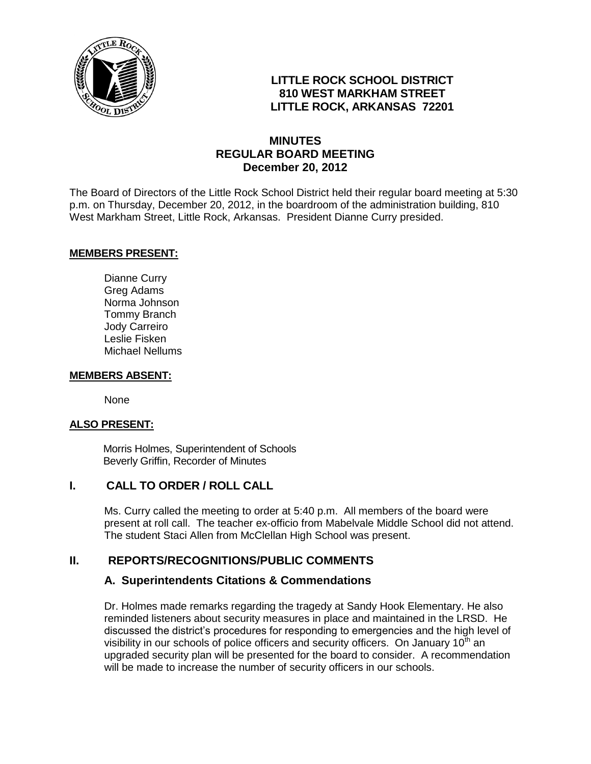**LITTLE ROCK SCHOOL DISTRICT**
**810 WEST MARKHAM STREET**
**LITTLE ROCK, ARKANSAS 72201**

# MINUTES
## REGULAR BOARD MEETING
## December 20, 2012

The Board of Directors of the Little Rock School District held their regular board meeting at 5:30 p.m. on Thursday, December 20, 2012, in the boardroom of the administration building, 810 West Markham Street, Little Rock, Arkansas. President Dianne Curry presided.

**MEMBERS PRESENT:**

Dianne Curry
Greg Adams
Norma Johnson
Tommy Branch
Jody Carreiro
Leslie Fisken
Michael Nellums

**MEMBERS ABSENT:**

None

**ALSO PRESENT:**

Morris Holmes, Superintendent of Schools
Beverly Griffin, Recorder of Minutes

## I. CALL TO ORDER / ROLL CALL

Ms. Curry called the meeting to order at 5:40 p.m. All members of the board were present at roll call. The teacher ex-officio from Mabelvale Middle School did not attend. The student Staci Allen from McClellan High School was present.

## II. REPORTS/RECOGNITIONS/PUBLIC COMMENTS

### A. Superintendents Citations & Commendations

Dr. Holmes made remarks regarding the tragedy at Sandy Hook Elementary. He also reminded listeners about security measures in place and maintained in the LRSD. He discussed the district's procedures for responding to emergencies and the high level of visibility in our schools of police officers and security officers. On January 10th an upgraded security plan will be presented for the board to consider. A recommendation will be made to increase the number of security officers in our schools.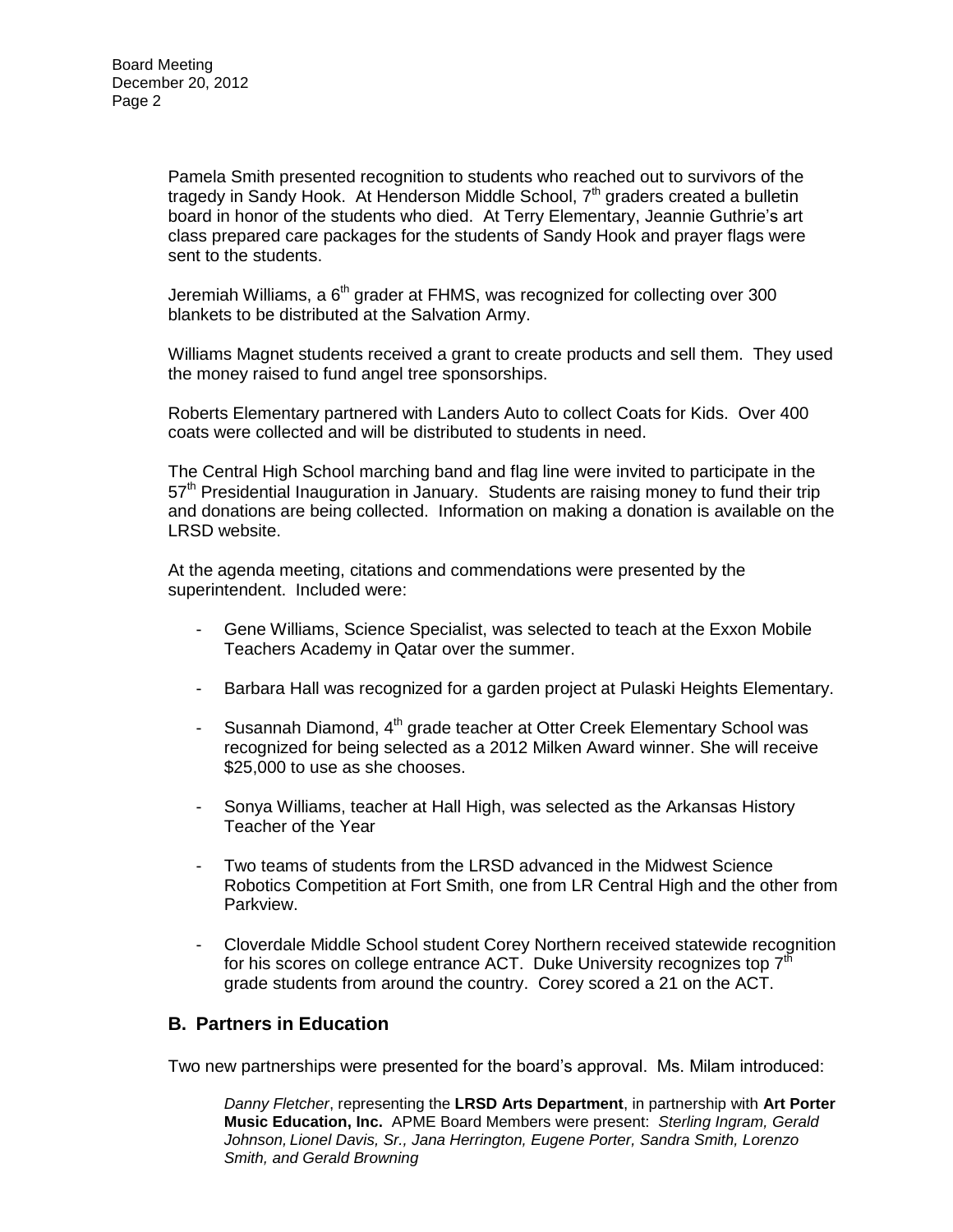Pamela Smith presented recognition to students who reached out to survivors of the tragedy in Sandy Hook. At Henderson Middle School, 7th graders created a bulletin board in honor of the students who died. At Terry Elementary, Jeannie Guthrie's art class prepared care packages for the students of Sandy Hook and prayer flags were sent to the students.

Jeremiah Williams, a 6th grader at FHMS, was recognized for collecting over 300 blankets to be distributed at the Salvation Army.

Williams Magnet students received a grant to create products and sell them. They used the money raised to fund angel tree sponsorships.

Roberts Elementary partnered with Landers Auto to collect Coats for Kids. Over 400 coats were collected and will be distributed to students in need.

The Central High School marching band and flag line were invited to participate in the 57th Presidential Inauguration in January. Students are raising money to fund their trip and donations are being collected. Information on making a donation is available on the LRSD website.

At the agenda meeting, citations and commendations were presented by the superintendent. Included were:

- Gene Williams, Science Specialist, was selected to teach at the Exxon Mobile Teachers Academy in Qatar over the summer.
- Barbara Hall was recognized for a garden project at Pulaski Heights Elementary.
- Susannah Diamond, 4th grade teacher at Otter Creek Elementary School was recognized for being selected as a 2012 Milken Award winner. She will receive $25,000 to use as she chooses.
- Sonya Williams, teacher at Hall High, was selected as the Arkansas History Teacher of the Year
- Two teams of students from the LRSD advanced in the Midwest Science Robotics Competition at Fort Smith, one from LR Central High and the other from Parkview.
- Cloverdale Middle School student Corey Northern received statewide recognition for his scores on college entrance ACT. Duke University recognizes top 7th grade students from around the country. Corey scored a 21 on the ACT.

## B. Partners in Education

Two new partnerships were presented for the board's approval. Ms. Milam introduced:

*Danny Fletcher*, representing the **LRSD Arts Department**, in partnership with **Art Porter Music Education, Inc.** APME Board Members were present: *Sterling Ingram, Gerald Johnson, Lionel Davis, Sr., Jana Herrington, Eugene Porter, Sandra Smith, Lorenzo Smith, and Gerald Browning*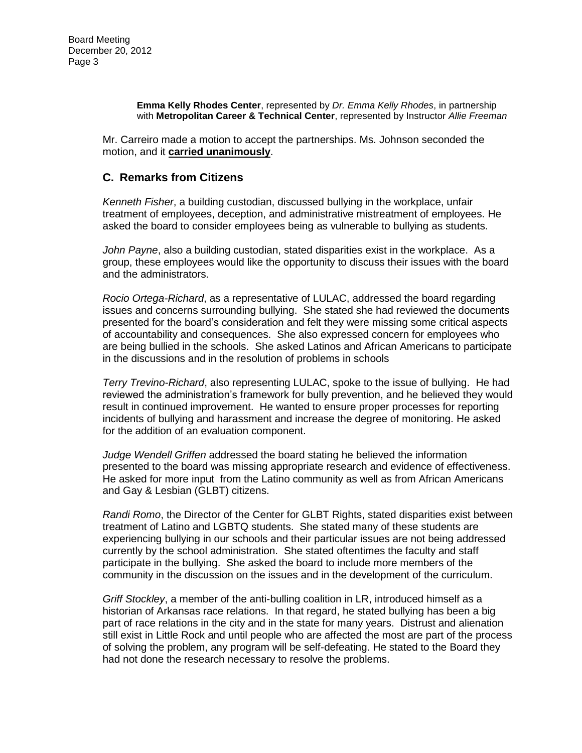**Emma Kelly Rhodes Center**, represented by *Dr. Emma Kelly Rhodes*, in partnership with **Metropolitan Career & Technical Center**, represented by Instructor *Allie Freeman*

Mr. Carreiro made a motion to accept the partnerships. Ms. Johnson seconded the motion, and it **carried unanimously**.

## C. Remarks from Citizens

*Kenneth Fisher*, a building custodian, discussed bullying in the workplace, unfair treatment of employees, deception, and administrative mistreatment of employees. He asked the board to consider employees being as vulnerable to bullying as students.

*John Payne*, also a building custodian, stated disparities exist in the workplace. As a group, these employees would like the opportunity to discuss their issues with the board and the administrators.

*Rocio Ortega-Richard*, as a representative of LULAC, addressed the board regarding issues and concerns surrounding bullying. She stated she had reviewed the documents presented for the board's consideration and felt they were missing some critical aspects of accountability and consequences. She also expressed concern for employees who are being bullied in the schools. She asked Latinos and African Americans to participate in the discussions and in the resolution of problems in schools

*Terry Trevino-Richard*, also representing LULAC, spoke to the issue of bullying. He had reviewed the administration's framework for bully prevention, and he believed they would result in continued improvement. He wanted to ensure proper processes for reporting incidents of bullying and harassment and increase the degree of monitoring. He asked for the addition of an evaluation component.

*Judge Wendell Griffen* addressed the board stating he believed the information presented to the board was missing appropriate research and evidence of effectiveness. He asked for more input from the Latino community as well as from African Americans and Gay & Lesbian (GLBT) citizens.

*Randi Romo*, the Director of the Center for GLBT Rights, stated disparities exist between treatment of Latino and LGBTQ students. She stated many of these students are experiencing bullying in our schools and their particular issues are not being addressed currently by the school administration. She stated oftentimes the faculty and staff participate in the bullying. She asked the board to include more members of the community in the discussion on the issues and in the development of the curriculum.

*Griff Stockley*, a member of the anti-bulling coalition in LR, introduced himself as a historian of Arkansas race relations. In that regard, he stated bullying has been a big part of race relations in the city and in the state for many years. Distrust and alienation still exist in Little Rock and until people who are affected the most are part of the process of solving the problem, any program will be self-defeating. He stated to the Board they had not done the research necessary to resolve the problems.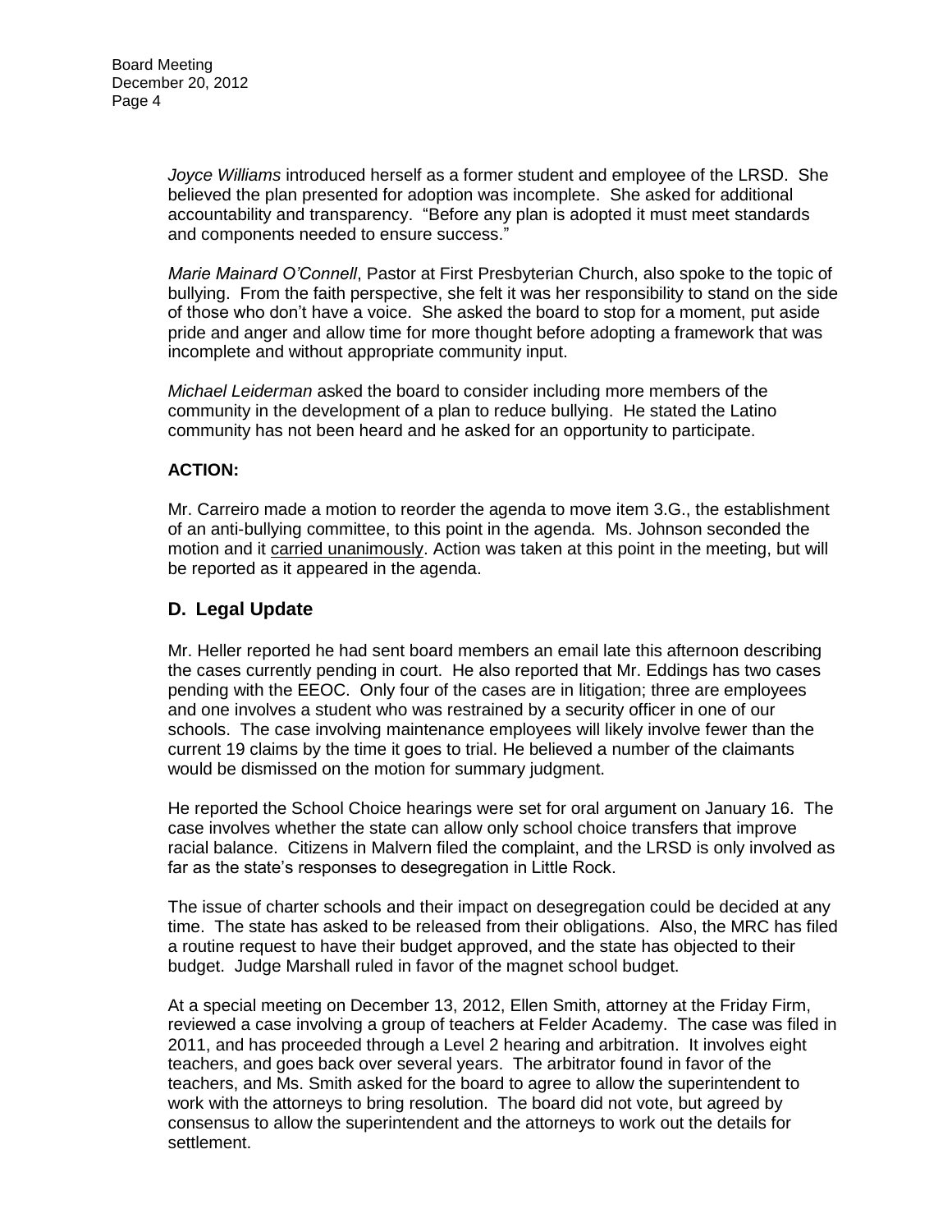*Joyce Williams* introduced herself as a former student and employee of the LRSD. She believed the plan presented for adoption was incomplete. She asked for additional accountability and transparency. "Before any plan is adopted it must meet standards and components needed to ensure success."

*Marie Mainard O'Connell*, Pastor at First Presbyterian Church, also spoke to the topic of bullying. From the faith perspective, she felt it was her responsibility to stand on the side of those who don't have a voice. She asked the board to stop for a moment, put aside pride and anger and allow time for more thought before adopting a framework that was incomplete and without appropriate community input.

*Michael Leiderman* asked the board to consider including more members of the community in the development of a plan to reduce bullying. He stated the Latino community has not been heard and he asked for an opportunity to participate.

**ACTION:**

Mr. Carreiro made a motion to reorder the agenda to move item 3.G., the establishment of an anti-bullying committee, to this point in the agenda. Ms. Johnson seconded the motion and it <u>carried unanimously</u>. Action was taken at this point in the meeting, but will be reported as it appeared in the agenda.

## D. Legal Update

Mr. Heller reported he had sent board members an email late this afternoon describing the cases currently pending in court. He also reported that Mr. Eddings has two cases pending with the EEOC. Only four of the cases are in litigation; three are employees and one involves a student who was restrained by a security officer in one of our schools. The case involving maintenance employees will likely involve fewer than the current 19 claims by the time it goes to trial. He believed a number of the claimants would be dismissed on the motion for summary judgment.

He reported the School Choice hearings were set for oral argument on January 16. The case involves whether the state can allow only school choice transfers that improve racial balance. Citizens in Malvern filed the complaint, and the LRSD is only involved as far as the state's responses to desegregation in Little Rock.

The issue of charter schools and their impact on desegregation could be decided at any time. The state has asked to be released from their obligations. Also, the MRC has filed a routine request to have their budget approved, and the state has objected to their budget. Judge Marshall ruled in favor of the magnet school budget.

At a special meeting on December 13, 2012, Ellen Smith, attorney at the Friday Firm, reviewed a case involving a group of teachers at Felder Academy. The case was filed in 2011, and has proceeded through a Level 2 hearing and arbitration. It involves eight teachers, and goes back over several years. The arbitrator found in favor of the teachers, and Ms. Smith asked for the board to agree to allow the superintendent to work with the attorneys to bring resolution. The board did not vote, but agreed by consensus to allow the superintendent and the attorneys to work out the details for settlement.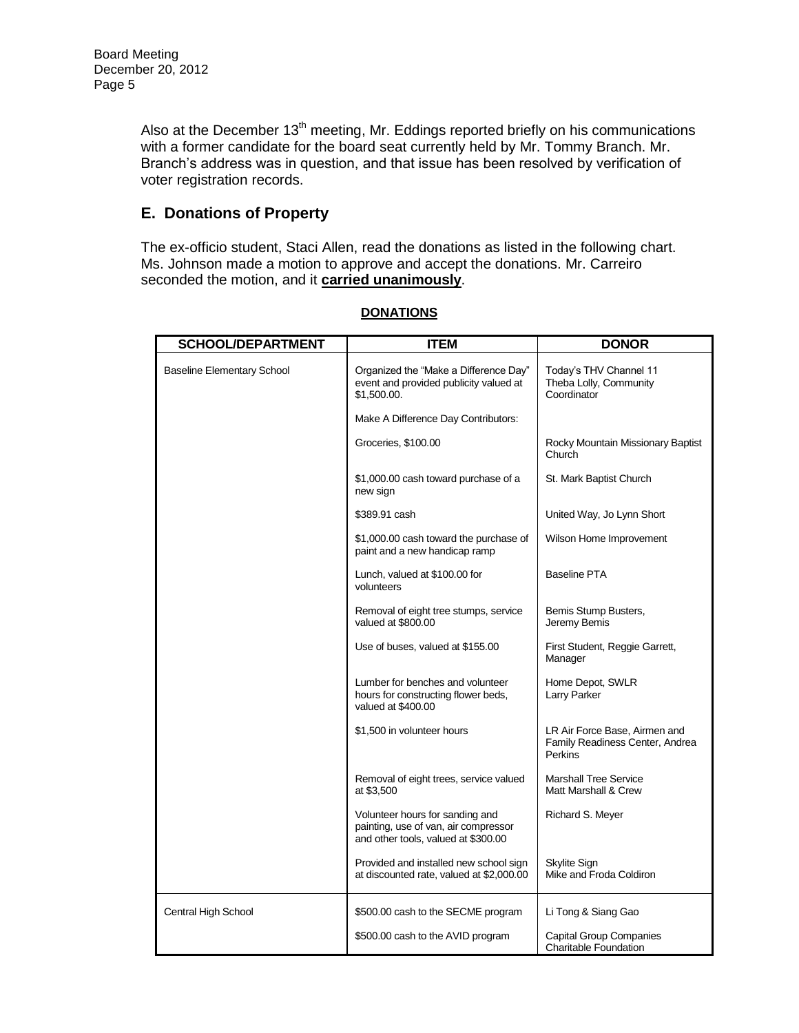Also at the December 13th meeting, Mr. Eddings reported briefly on his communications with a former candidate for the board seat currently held by Mr. Tommy Branch. Mr. Branch's address was in question, and that issue has been resolved by verification of voter registration records.

## E. Donations of Property

The ex-officio student, Staci Allen, read the donations as listed in the following chart. Ms. Johnson made a motion to approve and accept the donations. Mr. Carreiro seconded the motion, and it **carried unanimously**.

**DONATIONS**

| SCHOOL/DEPARTMENT | ITEM | DONOR |
|---|---|---|
| Baseline Elementary School | Organized the "Make a Difference Day" event and provided publicity valued at $1,500.00. | Today's THV Channel 11 Theba Lolly, Community Coordinator |
| | Make A Difference Day Contributors: | |
| | Groceries, $100.00 | Rocky Mountain Missionary Baptist Church |
| | $1,000.00 cash toward purchase of a new sign | St. Mark Baptist Church |
| | $389.91 cash | United Way, Jo Lynn Short |
| | $1,000.00 cash toward the purchase of paint and a new handicap ramp | Wilson Home Improvement |
| | Lunch, valued at $100.00 for volunteers | Baseline PTA |
| | Removal of eight tree stumps, service valued at $800.00 | Bemis Stump Busters, Jeremy Bemis |
| | Use of buses, valued at $155.00 | First Student, Reggie Garrett, Manager |
| | Lumber for benches and volunteer hours for constructing flower beds, valued at $400.00 | Home Depot, SWLR Larry Parker |
| | $1,500 in volunteer hours | LR Air Force Base, Airmen and Family Readiness Center, Andrea Perkins |
| | Removal of eight trees, service valued at $3,500 | Marshall Tree Service Matt Marshall & Crew |
| | Volunteer hours for sanding and painting, use of van, air compressor and other tools, valued at $300.00 | Richard S. Meyer |
| | Provided and installed new school sign at discounted rate, valued at $2,000.00 | Skylite Sign Mike and Froda Coldiron |
| Central High School | $500.00 cash to the SECME program | Li Tong & Siang Gao |
| | $500.00 cash to the AVID program | Capital Group Companies Charitable Foundation |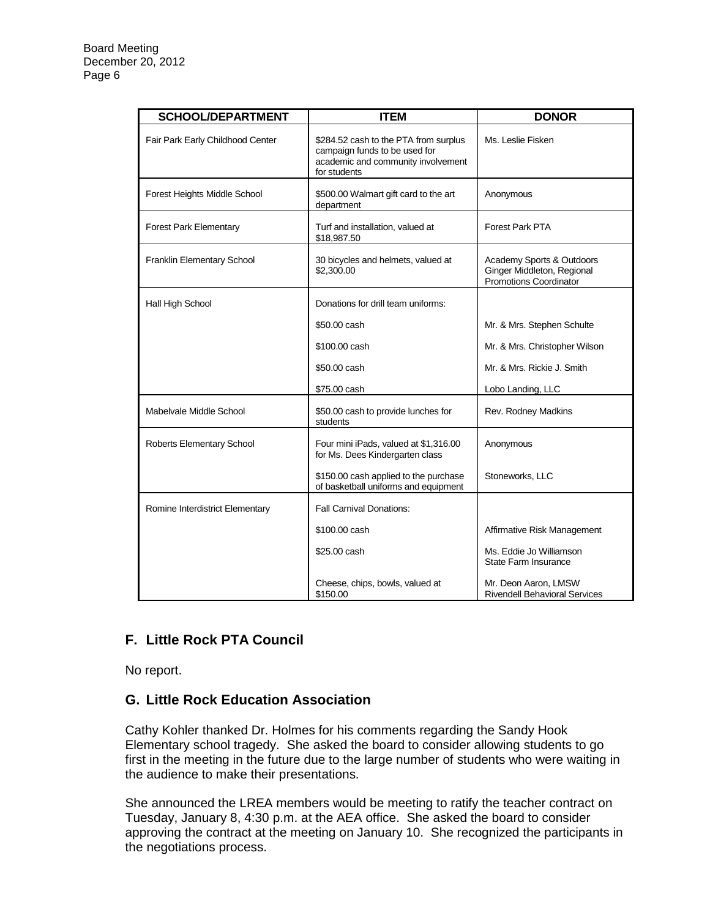| SCHOOL/DEPARTMENT | ITEM | DONOR |
|---|---|---|
| Fair Park Early Childhood Center | $284.52 cash to the PTA from surplus campaign funds to be used for academic and community involvement for students | Ms. Leslie Fisken |
| Forest Heights Middle School | $500.00 Walmart gift card to the art department | Anonymous |
| Forest Park Elementary | Turf and installation, valued at $18,987.50 | Forest Park PTA |
| Franklin Elementary School | 30 bicycles and helmets, valued at $2,300.00 | Academy Sports & Outdoors Ginger Middleton, Regional Promotions Coordinator |
| Hall High School | Donations for drill team uniforms: | |
| | $50.00 cash | Mr. & Mrs. Stephen Schulte |
| | $100.00 cash | Mr. & Mrs. Christopher Wilson |
| | $50.00 cash | Mr. & Mrs. Rickie J. Smith |
| | $75.00 cash | Lobo Landing, LLC |
| Mabelvale Middle School | $50.00 cash to provide lunches for students | Rev. Rodney Madkins |
| Roberts Elementary School | Four mini iPads, valued at $1,316.00 for Ms. Dees Kindergarten class | Anonymous |
| | $150.00 cash applied to the purchase of basketball uniforms and equipment | Stoneworks, LLC |
| Romine Interdistrict Elementary | Fall Carnival Donations: | |
| | $100.00 cash | Affirmative Risk Management |
| | $25.00 cash | Ms. Eddie Jo Williamson State Farm Insurance |
| | Cheese, chips, bowls, valued at $150.00 | Mr. Deon Aaron, LMSW Rivendell Behavioral Services |

## F. Little Rock PTA Council

No report.

## G. Little Rock Education Association

Cathy Kohler thanked Dr. Holmes for his comments regarding the Sandy Hook Elementary school tragedy. She asked the board to consider allowing students to go first in the meeting in the future due to the large number of students who were waiting in the audience to make their presentations.

She announced the LREA members would be meeting to ratify the teacher contract on Tuesday, January 8, 4:30 p.m. at the AEA office. She asked the board to consider approving the contract at the meeting on January 10. She recognized the participants in the negotiations process.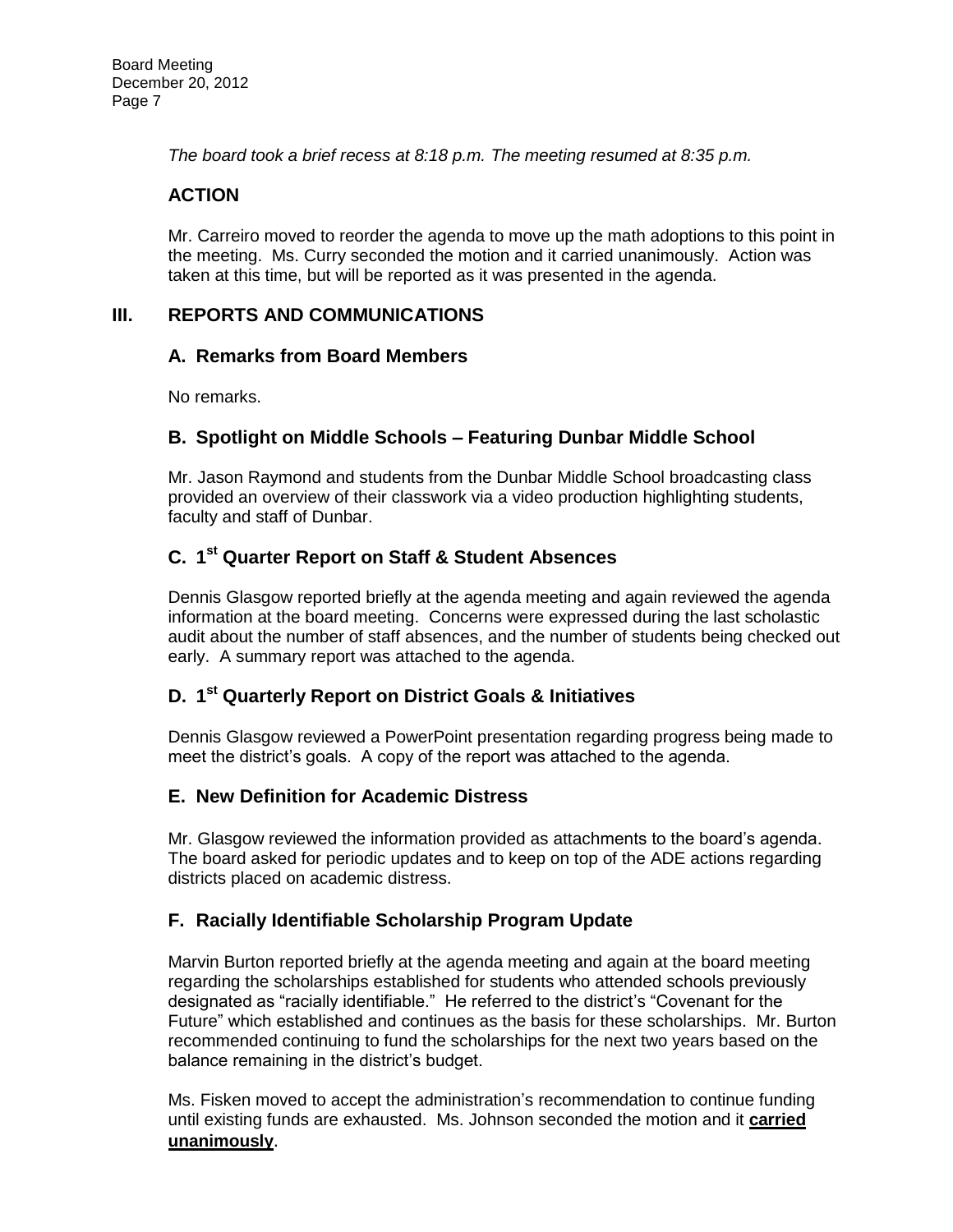*The board took a brief recess at 8:18 p.m. The meeting resumed at 8:35 p.m.*

### ACTION

Mr. Carreiro moved to reorder the agenda to move up the math adoptions to this point in the meeting. Ms. Curry seconded the motion and it carried unanimously. Action was taken at this time, but will be reported as it was presented in the agenda.

## III. REPORTS AND COMMUNICATIONS

### A. Remarks from Board Members

No remarks.

### B. Spotlight on Middle Schools – Featuring Dunbar Middle School

Mr. Jason Raymond and students from the Dunbar Middle School broadcasting class provided an overview of their classwork via a video production highlighting students, faculty and staff of Dunbar.

### C. 1st Quarter Report on Staff & Student Absences

Dennis Glasgow reported briefly at the agenda meeting and again reviewed the agenda information at the board meeting. Concerns were expressed during the last scholastic audit about the number of staff absences, and the number of students being checked out early. A summary report was attached to the agenda.

### D. 1st Quarterly Report on District Goals & Initiatives

Dennis Glasgow reviewed a PowerPoint presentation regarding progress being made to meet the district's goals. A copy of the report was attached to the agenda.

### E. New Definition for Academic Distress

Mr. Glasgow reviewed the information provided as attachments to the board's agenda. The board asked for periodic updates and to keep on top of the ADE actions regarding districts placed on academic distress.

### F. Racially Identifiable Scholarship Program Update

Marvin Burton reported briefly at the agenda meeting and again at the board meeting regarding the scholarships established for students who attended schools previously designated as "racially identifiable." He referred to the district's "Covenant for the Future" which established and continues as the basis for these scholarships. Mr. Burton recommended continuing to fund the scholarships for the next two years based on the balance remaining in the district's budget.

Ms. Fisken moved to accept the administration's recommendation to continue funding until existing funds are exhausted. Ms. Johnson seconded the motion and it **carried unanimously**.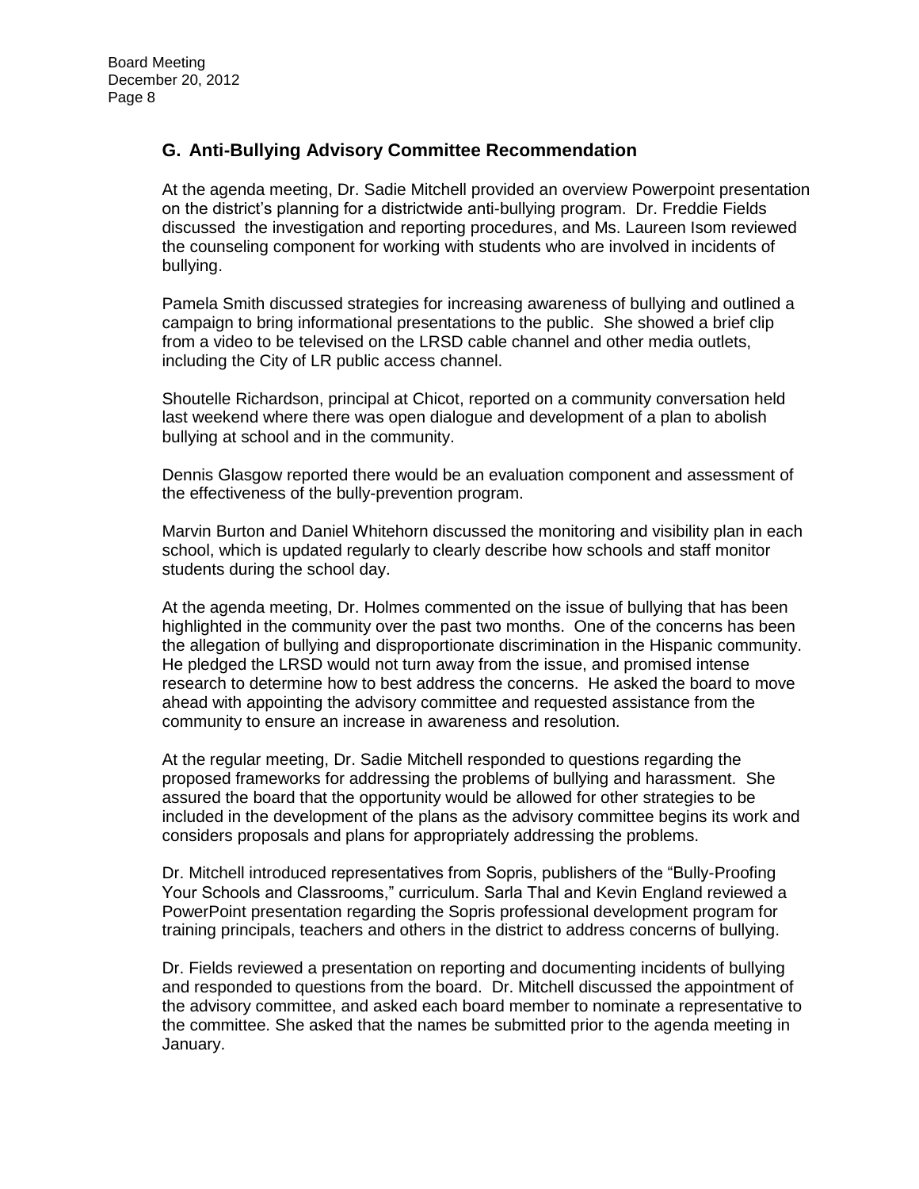## G. Anti-Bullying Advisory Committee Recommendation

At the agenda meeting, Dr. Sadie Mitchell provided an overview Powerpoint presentation on the district's planning for a districtwide anti-bullying program. Dr. Freddie Fields discussed the investigation and reporting procedures, and Ms. Laureen Isom reviewed the counseling component for working with students who are involved in incidents of bullying.

Pamela Smith discussed strategies for increasing awareness of bullying and outlined a campaign to bring informational presentations to the public. She showed a brief clip from a video to be televised on the LRSD cable channel and other media outlets, including the City of LR public access channel.

Shoutelle Richardson, principal at Chicot, reported on a community conversation held last weekend where there was open dialogue and development of a plan to abolish bullying at school and in the community.

Dennis Glasgow reported there would be an evaluation component and assessment of the effectiveness of the bully-prevention program.

Marvin Burton and Daniel Whitehorn discussed the monitoring and visibility plan in each school, which is updated regularly to clearly describe how schools and staff monitor students during the school day.

At the agenda meeting, Dr. Holmes commented on the issue of bullying that has been highlighted in the community over the past two months. One of the concerns has been the allegation of bullying and disproportionate discrimination in the Hispanic community. He pledged the LRSD would not turn away from the issue, and promised intense research to determine how to best address the concerns. He asked the board to move ahead with appointing the advisory committee and requested assistance from the community to ensure an increase in awareness and resolution.

At the regular meeting, Dr. Sadie Mitchell responded to questions regarding the proposed frameworks for addressing the problems of bullying and harassment. She assured the board that the opportunity would be allowed for other strategies to be included in the development of the plans as the advisory committee begins its work and considers proposals and plans for appropriately addressing the problems.

Dr. Mitchell introduced representatives from Sopris, publishers of the "Bully-Proofing Your Schools and Classrooms," curriculum. Sarla Thal and Kevin England reviewed a PowerPoint presentation regarding the Sopris professional development program for training principals, teachers and others in the district to address concerns of bullying.

Dr. Fields reviewed a presentation on reporting and documenting incidents of bullying and responded to questions from the board. Dr. Mitchell discussed the appointment of the advisory committee, and asked each board member to nominate a representative to the committee. She asked that the names be submitted prior to the agenda meeting in January.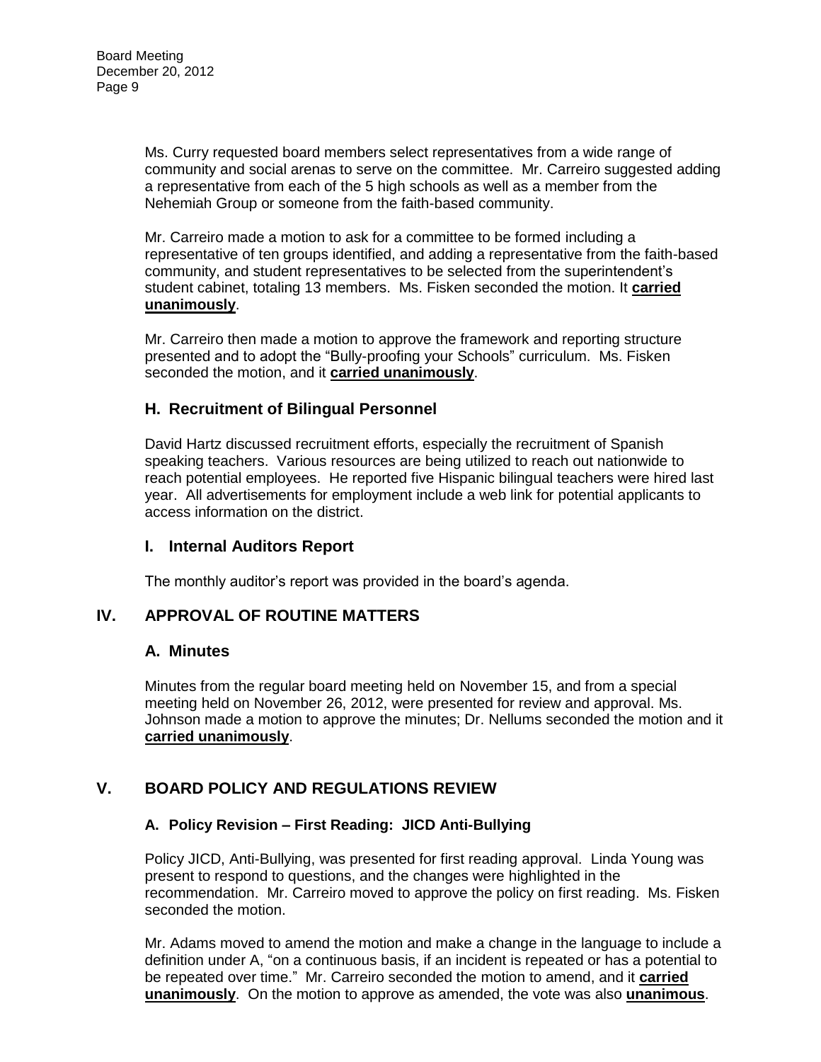Ms. Curry requested board members select representatives from a wide range of community and social arenas to serve on the committee. Mr. Carreiro suggested adding a representative from each of the 5 high schools as well as a member from the Nehemiah Group or someone from the faith-based community.

Mr. Carreiro made a motion to ask for a committee to be formed including a representative of ten groups identified, and adding a representative from the faith-based community, and student representatives to be selected from the superintendent's student cabinet, totaling 13 members. Ms. Fisken seconded the motion. It **carried unanimously**.

Mr. Carreiro then made a motion to approve the framework and reporting structure presented and to adopt the "Bully-proofing your Schools" curriculum. Ms. Fisken seconded the motion, and it **carried unanimously**.

### H. Recruitment of Bilingual Personnel

David Hartz discussed recruitment efforts, especially the recruitment of Spanish speaking teachers. Various resources are being utilized to reach out nationwide to reach potential employees. He reported five Hispanic bilingual teachers were hired last year. All advertisements for employment include a web link for potential applicants to access information on the district.

### I. Internal Auditors Report

The monthly auditor's report was provided in the board's agenda.

## IV. APPROVAL OF ROUTINE MATTERS

### A. Minutes

Minutes from the regular board meeting held on November 15, and from a special meeting held on November 26, 2012, were presented for review and approval. Ms. Johnson made a motion to approve the minutes; Dr. Nellums seconded the motion and it **carried unanimously**.

## V. BOARD POLICY AND REGULATIONS REVIEW

### A. Policy Revision – First Reading: JICD Anti-Bullying

Policy JICD, Anti-Bullying, was presented for first reading approval. Linda Young was present to respond to questions, and the changes were highlighted in the recommendation. Mr. Carreiro moved to approve the policy on first reading. Ms. Fisken seconded the motion.

Mr. Adams moved to amend the motion and make a change in the language to include a definition under A, "on a continuous basis, if an incident is repeated or has a potential to be repeated over time." Mr. Carreiro seconded the motion to amend, and it **carried unanimously**. On the motion to approve as amended, the vote was also **unanimous**.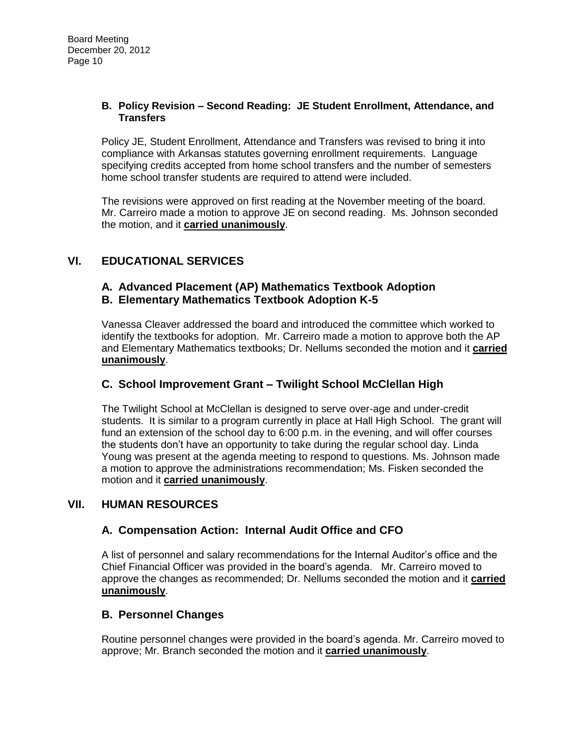### B. Policy Revision – Second Reading: JE Student Enrollment, Attendance, and Transfers

Policy JE, Student Enrollment, Attendance and Transfers was revised to bring it into compliance with Arkansas statutes governing enrollment requirements. Language specifying credits accepted from home school transfers and the number of semesters home school transfer students are required to attend were included.

The revisions were approved on first reading at the November meeting of the board. Mr. Carreiro made a motion to approve JE on second reading. Ms. Johnson seconded the motion, and it **carried unanimously**.

## VI. EDUCATIONAL SERVICES

### A. Advanced Placement (AP) Mathematics Textbook Adoption
### B. Elementary Mathematics Textbook Adoption K-5

Vanessa Cleaver addressed the board and introduced the committee which worked to identify the textbooks for adoption. Mr. Carreiro made a motion to approve both the AP and Elementary Mathematics textbooks; Dr. Nellums seconded the motion and it **carried unanimously**.

### C. School Improvement Grant – Twilight School McClellan High

The Twilight School at McClellan is designed to serve over-age and under-credit students. It is similar to a program currently in place at Hall High School. The grant will fund an extension of the school day to 6:00 p.m. in the evening, and will offer courses the students don't have an opportunity to take during the regular school day. Linda Young was present at the agenda meeting to respond to questions. Ms. Johnson made a motion to approve the administrations recommendation; Ms. Fisken seconded the motion and it **carried unanimously**.

## VII. HUMAN RESOURCES

### A. Compensation Action: Internal Audit Office and CFO

A list of personnel and salary recommendations for the Internal Auditor's office and the Chief Financial Officer was provided in the board's agenda. Mr. Carreiro moved to approve the changes as recommended; Dr. Nellums seconded the motion and it **carried unanimously**.

### B. Personnel Changes

Routine personnel changes were provided in the board's agenda. Mr. Carreiro moved to approve; Mr. Branch seconded the motion and it **carried unanimously**.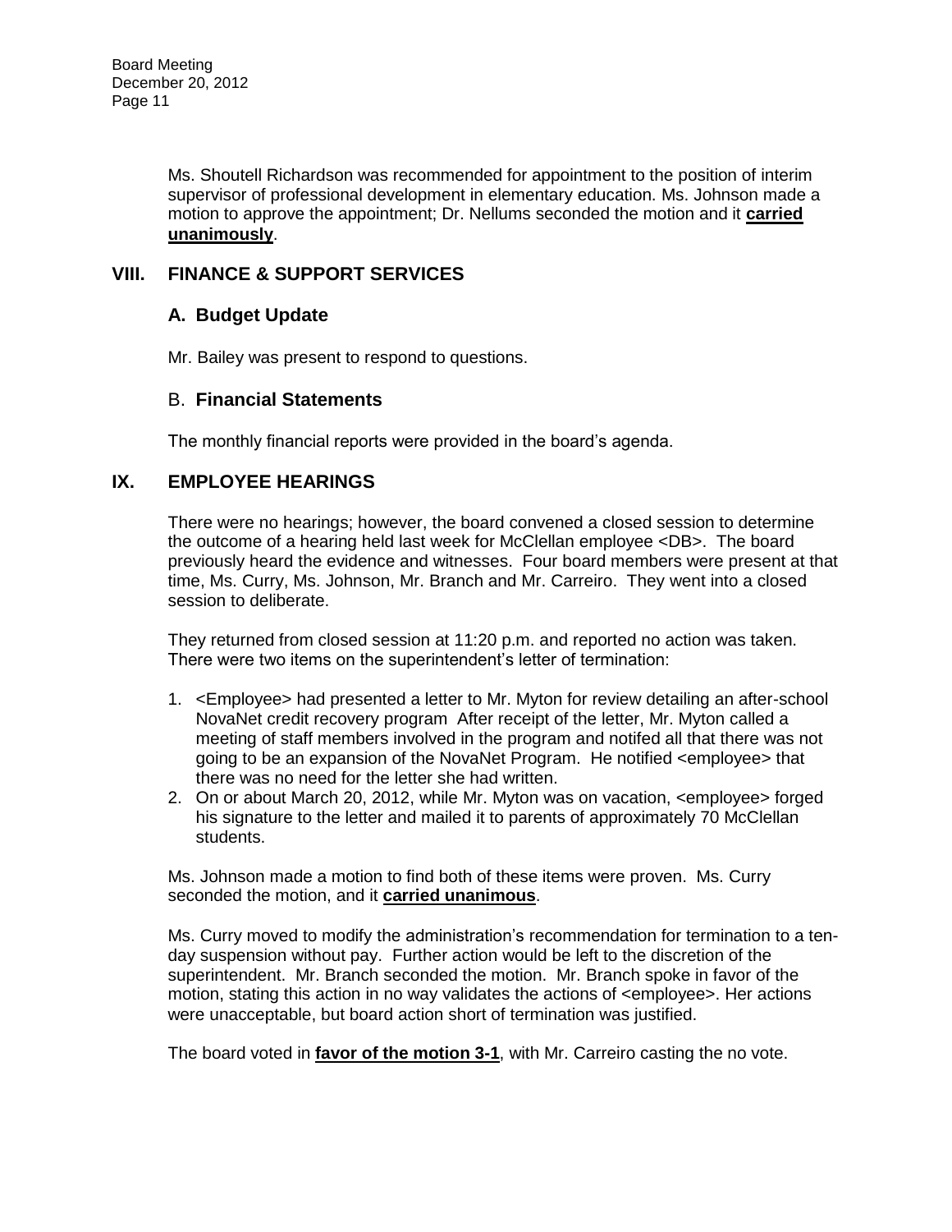Ms. Shoutell Richardson was recommended for appointment to the position of interim supervisor of professional development in elementary education. Ms. Johnson made a motion to approve the appointment; Dr. Nellums seconded the motion and it **carried unanimously**.

## VIII. FINANCE & SUPPORT SERVICES

### A. Budget Update

Mr. Bailey was present to respond to questions.

### B. Financial Statements

The monthly financial reports were provided in the board's agenda.

## IX. EMPLOYEE HEARINGS

There were no hearings; however, the board convened a closed session to determine the outcome of a hearing held last week for McClellan employee <DB>. The board previously heard the evidence and witnesses. Four board members were present at that time, Ms. Curry, Ms. Johnson, Mr. Branch and Mr. Carreiro. They went into a closed session to deliberate.

They returned from closed session at 11:20 p.m. and reported no action was taken. There were two items on the superintendent's letter of termination:

1. <Employee> had presented a letter to Mr. Myton for review detailing an after-school NovaNet credit recovery program After receipt of the letter, Mr. Myton called a meeting of staff members involved in the program and notifed all that there was not going to be an expansion of the NovaNet Program. He notified <employee> that there was no need for the letter she had written.
2. On or about March 20, 2012, while Mr. Myton was on vacation, <employee> forged his signature to the letter and mailed it to parents of approximately 70 McClellan students.

Ms. Johnson made a motion to find both of these items were proven. Ms. Curry seconded the motion, and it **carried unanimous**.

Ms. Curry moved to modify the administration's recommendation for termination to a ten-day suspension without pay. Further action would be left to the discretion of the superintendent. Mr. Branch seconded the motion. Mr. Branch spoke in favor of the motion, stating this action in no way validates the actions of <employee>. Her actions were unacceptable, but board action short of termination was justified.

The board voted in **favor of the motion 3-1**, with Mr. Carreiro casting the no vote.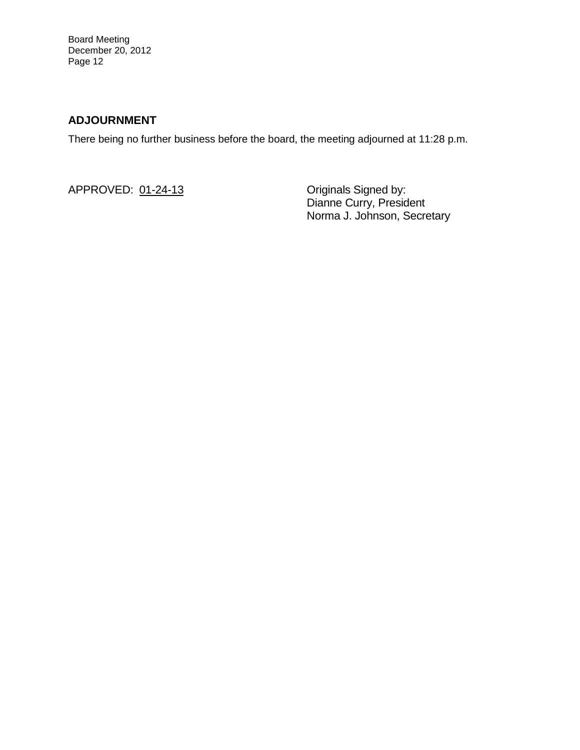## ADJOURNMENT

There being no further business before the board, the meeting adjourned at 11:28 p.m.

APPROVED: 01-24-13

Originals Signed by:
Dianne Curry, President
Norma J. Johnson, Secretary